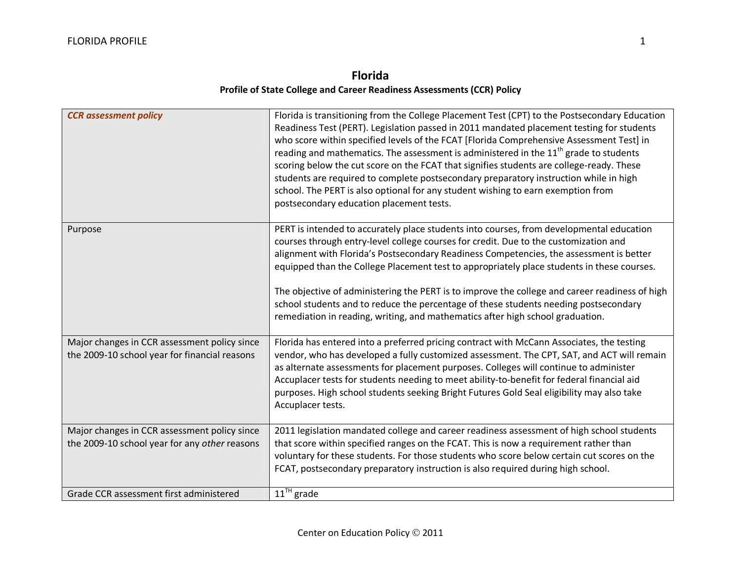# Florida

## Profile of State College and Career Readiness Assessments (CCR) Policy

| ***CCR assessment policy*** | Florida is transitioning from the College Placement Test (CPT) to the Postsecondary Education Readiness Test (PERT). Legislation passed in 2011 mandated placement testing for students who score within specified levels of the FCAT [Florida Comprehensive Assessment Test] in reading and mathematics. The assessment is administered in the 11th grade to students scoring below the cut score on the FCAT that signifies students are college-ready. These students are required to complete postsecondary preparatory instruction while in high school. The PERT is also optional for any student wishing to earn exemption from postsecondary education placement tests. |
|---|---|
| Purpose | PERT is intended to accurately place students into courses, from developmental education courses through entry-level college courses for credit. Due to the customization and alignment with Florida's Postsecondary Readiness Competencies, the assessment is better equipped than the College Placement test to appropriately place students in these courses.<br><br>The objective of administering the PERT is to improve the college and career readiness of high school students and to reduce the percentage of these students needing postsecondary remediation in reading, writing, and mathematics after high school graduation. |
| Major changes in CCR assessment policy since the 2009-10 school year for financial reasons | Florida has entered into a preferred pricing contract with McCann Associates, the testing vendor, who has developed a fully customized assessment. The CPT, SAT, and ACT will remain as alternate assessments for placement purposes. Colleges will continue to administer Accuplacer tests for students needing to meet ability-to-benefit for federal financial aid purposes. High school students seeking Bright Futures Gold Seal eligibility may also take Accuplacer tests. |
| Major changes in CCR assessment policy since the 2009-10 school year for any *other* reasons | 2011 legislation mandated college and career readiness assessment of high school students that score within specified ranges on the FCAT. This is now a requirement rather than voluntary for these students. For those students who score below certain cut scores on the FCAT, postsecondary preparatory instruction is also required during high school. |
| Grade CCR assessment first administered | 11TH grade |

Center on Education Policy © 2011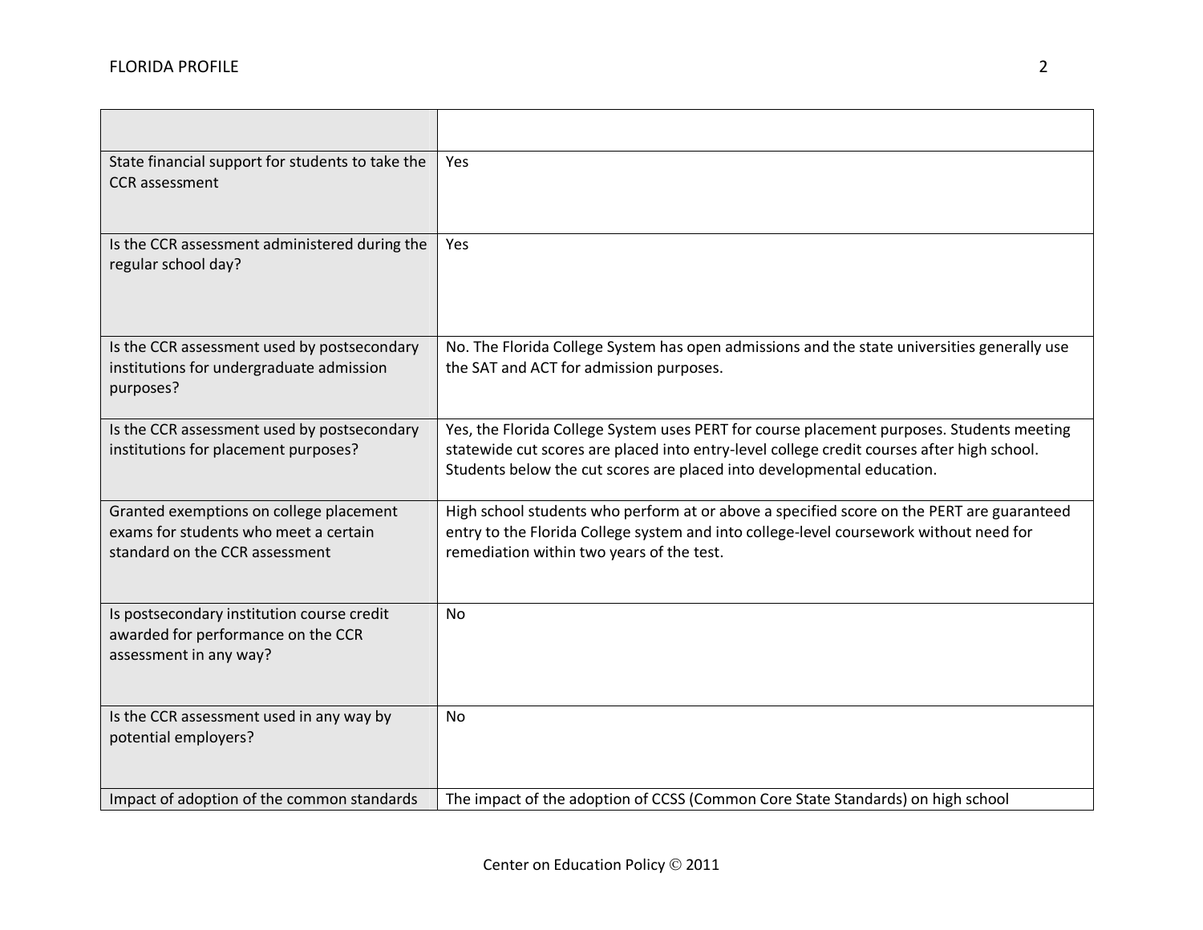| | |
|---|---|
| State financial support for students to take the CCR assessment | Yes |
| Is the CCR assessment administered during the regular school day? | Yes |
| Is the CCR assessment used by postsecondary institutions for undergraduate admission purposes? | No. The Florida College System has open admissions and the state universities generally use the SAT and ACT for admission purposes. |
| Is the CCR assessment used by postsecondary institutions for placement purposes? | Yes, the Florida College System uses PERT for course placement purposes. Students meeting statewide cut scores are placed into entry-level college credit courses after high school. Students below the cut scores are placed into developmental education. |
| Granted exemptions on college placement exams for students who meet a certain standard on the CCR assessment | High school students who perform at or above a specified score on the PERT are guaranteed entry to the Florida College system and into college-level coursework without need for remediation within two years of the test. |
| Is postsecondary institution course credit awarded for performance on the CCR assessment in any way? | No |
| Is the CCR assessment used in any way by potential employers? | No |
| Impact of adoption of the common standards | The impact of the adoption of CCSS (Common Core State Standards) on high school |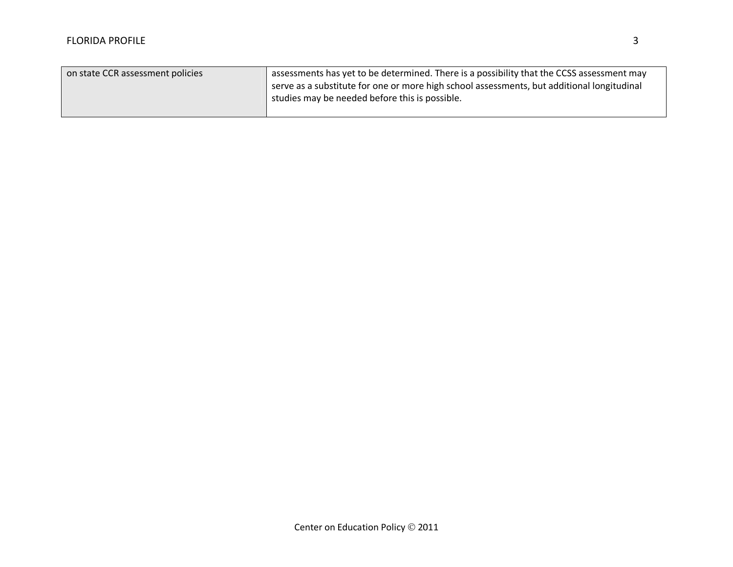| | |
|---|---|
| on state CCR assessment policies | assessments has yet to be determined. There is a possibility that the CCSS assessment may serve as a substitute for one or more high school assessments, but additional longitudinal studies may be needed before this is possible. |

Center on Education Policy © 2011